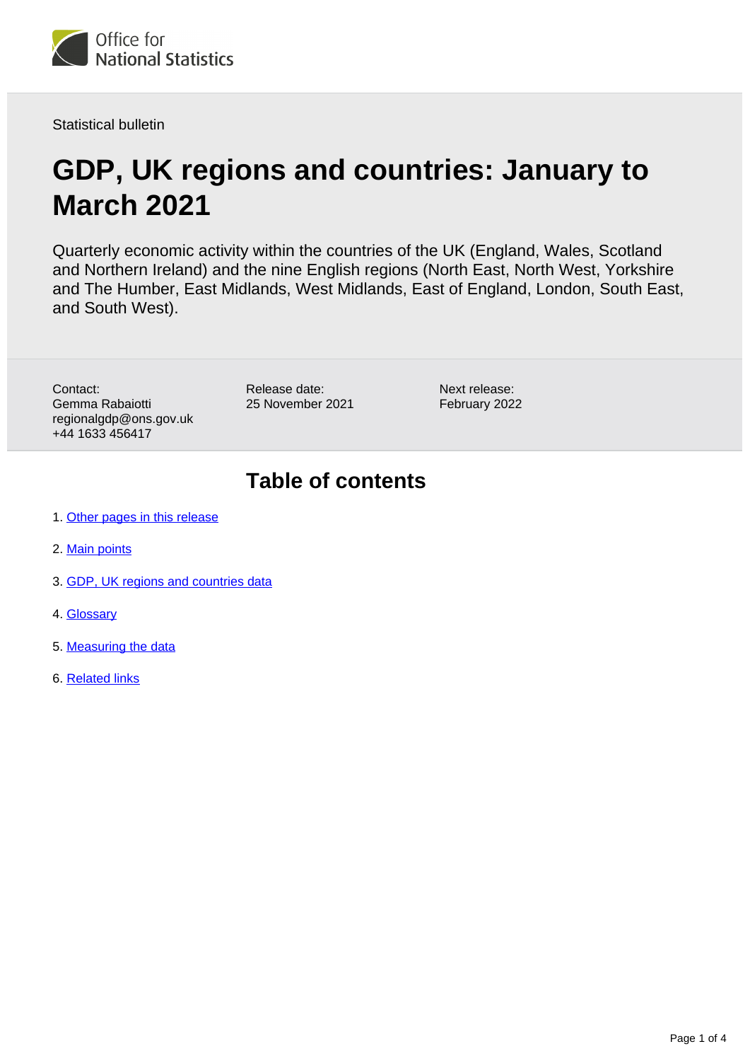Statistical bulletin

# GDP, UK regions and countries: January to March 2021

Quarterly economic activity within the countries of the UK (England, Wales, Scotland and Northern Ireland) and the nine English regions (North East, North West, Yorkshire and The Humber, East Midlands, West Midlands, East of England, London, South East, and South West).

Contact:
Gemma Rabaiotti
regionalgdp@ons.gov.uk
+44 1633 456417

Release date:
25 November 2021

Next release:
February 2022

## Table of contents

1. Other pages in this release
2. Main points
3. GDP, UK regions and countries data
4. Glossary
5. Measuring the data
6. Related links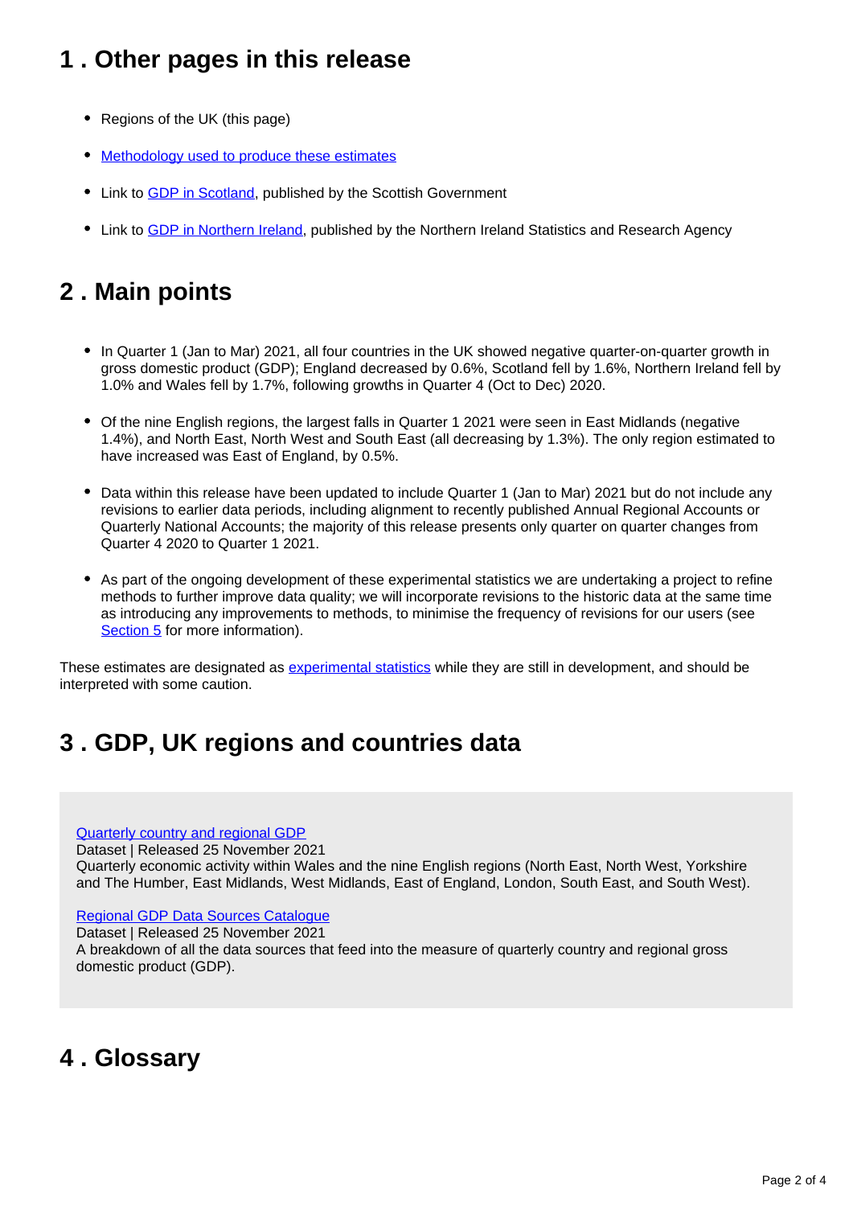## 1 . Other pages in this release

- Regions of the UK (this page)
- Methodology used to produce these estimates
- Link to GDP in Scotland, published by the Scottish Government
- Link to GDP in Northern Ireland, published by the Northern Ireland Statistics and Research Agency

## 2 . Main points

- In Quarter 1 (Jan to Mar) 2021, all four countries in the UK showed negative quarter-on-quarter growth in gross domestic product (GDP); England decreased by 0.6%, Scotland fell by 1.6%, Northern Ireland fell by 1.0% and Wales fell by 1.7%, following growths in Quarter 4 (Oct to Dec) 2020.
- Of the nine English regions, the largest falls in Quarter 1 2021 were seen in East Midlands (negative 1.4%), and North East, North West and South East (all decreasing by 1.3%). The only region estimated to have increased was East of England, by 0.5%.
- Data within this release have been updated to include Quarter 1 (Jan to Mar) 2021 but do not include any revisions to earlier data periods, including alignment to recently published Annual Regional Accounts or Quarterly National Accounts; the majority of this release presents only quarter on quarter changes from Quarter 4 2020 to Quarter 1 2021.
- As part of the ongoing development of these experimental statistics we are undertaking a project to refine methods to further improve data quality; we will incorporate revisions to the historic data at the same time as introducing any improvements to methods, to minimise the frequency of revisions for our users (see Section 5 for more information).

These estimates are designated as experimental statistics while they are still in development, and should be interpreted with some caution.

## 3 . GDP, UK regions and countries data

Quarterly country and regional GDP
Dataset | Released 25 November 2021
Quarterly economic activity within Wales and the nine English regions (North East, North West, Yorkshire and The Humber, East Midlands, West Midlands, East of England, London, South East, and South West).

Regional GDP Data Sources Catalogue
Dataset | Released 25 November 2021
A breakdown of all the data sources that feed into the measure of quarterly country and regional gross domestic product (GDP).

## 4 . Glossary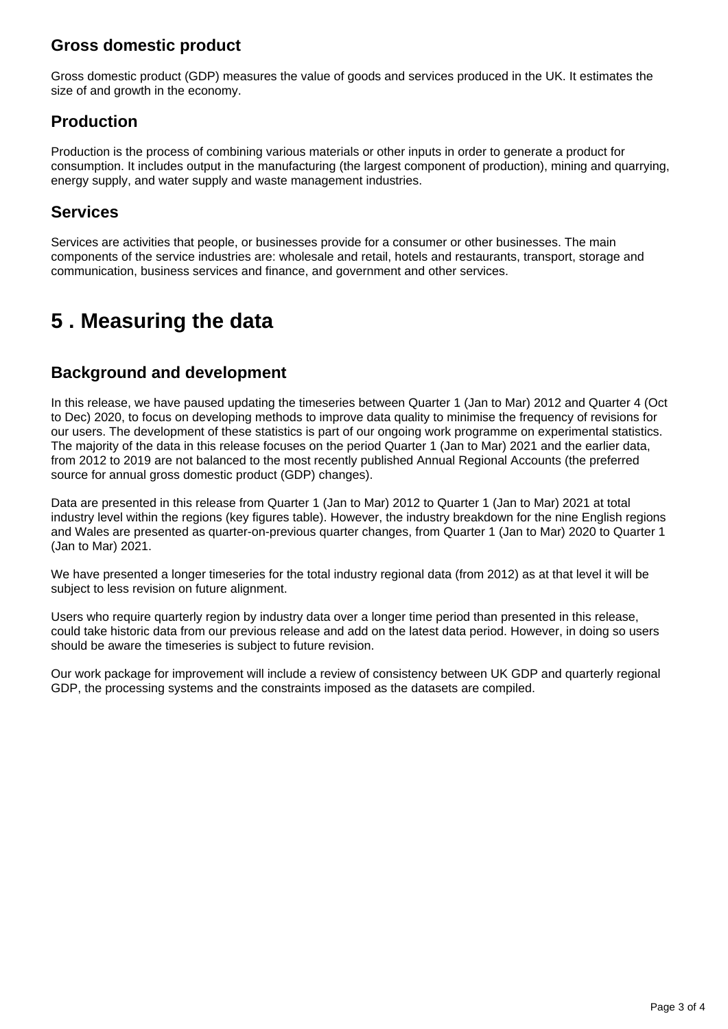### Gross domestic product

Gross domestic product (GDP) measures the value of goods and services produced in the UK. It estimates the size of and growth in the economy.

### Production

Production is the process of combining various materials or other inputs in order to generate a product for consumption. It includes output in the manufacturing (the largest component of production), mining and quarrying, energy supply, and water supply and waste management industries.

### Services

Services are activities that people, or businesses provide for a consumer or other businesses. The main components of the service industries are: wholesale and retail, hotels and restaurants, transport, storage and communication, business services and finance, and government and other services.

## 5 . Measuring the data

### Background and development

In this release, we have paused updating the timeseries between Quarter 1 (Jan to Mar) 2012 and Quarter 4 (Oct to Dec) 2020, to focus on developing methods to improve data quality to minimise the frequency of revisions for our users. The development of these statistics is part of our ongoing work programme on experimental statistics. The majority of the data in this release focuses on the period Quarter 1 (Jan to Mar) 2021 and the earlier data, from 2012 to 2019 are not balanced to the most recently published Annual Regional Accounts (the preferred source for annual gross domestic product (GDP) changes).

Data are presented in this release from Quarter 1 (Jan to Mar) 2012 to Quarter 1 (Jan to Mar) 2021 at total industry level within the regions (key figures table). However, the industry breakdown for the nine English regions and Wales are presented as quarter-on-previous quarter changes, from Quarter 1 (Jan to Mar) 2020 to Quarter 1 (Jan to Mar) 2021.

We have presented a longer timeseries for the total industry regional data (from 2012) as at that level it will be subject to less revision on future alignment.

Users who require quarterly region by industry data over a longer time period than presented in this release, could take historic data from our previous release and add on the latest data period. However, in doing so users should be aware the timeseries is subject to future revision.

Our work package for improvement will include a review of consistency between UK GDP and quarterly regional GDP, the processing systems and the constraints imposed as the datasets are compiled.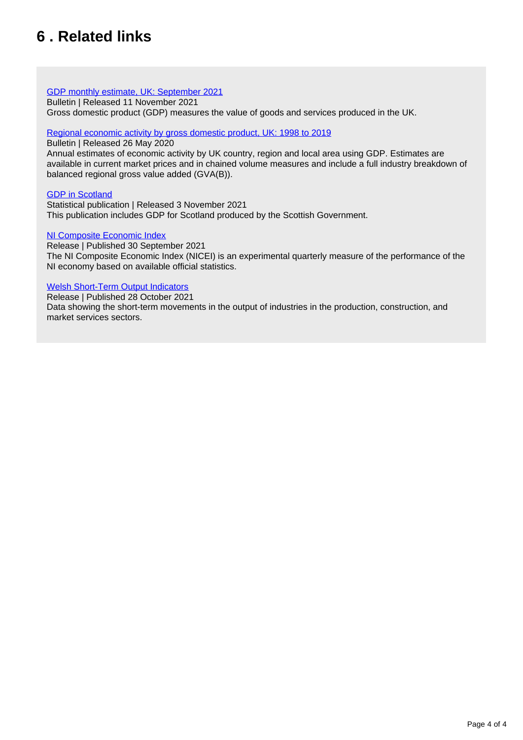## 6 . Related links

[GDP monthly estimate, UK: September 2021]
Bulletin | Released 11 November 2021
Gross domestic product (GDP) measures the value of goods and services produced in the UK.

[Regional economic activity by gross domestic product, UK: 1998 to 2019]
Bulletin | Released 26 May 2020
Annual estimates of economic activity by UK country, region and local area using GDP. Estimates are available in current market prices and in chained volume measures and include a full industry breakdown of balanced regional gross value added (GVA(B)).

[GDP in Scotland]
Statistical publication | Released 3 November 2021
This publication includes GDP for Scotland produced by the Scottish Government.

[NI Composite Economic Index]
Release | Published 30 September 2021
The NI Composite Economic Index (NICEI) is an experimental quarterly measure of the performance of the NI economy based on available official statistics.

[Welsh Short-Term Output Indicators]
Release | Published 28 October 2021
Data showing the short-term movements in the output of industries in the production, construction, and market services sectors.